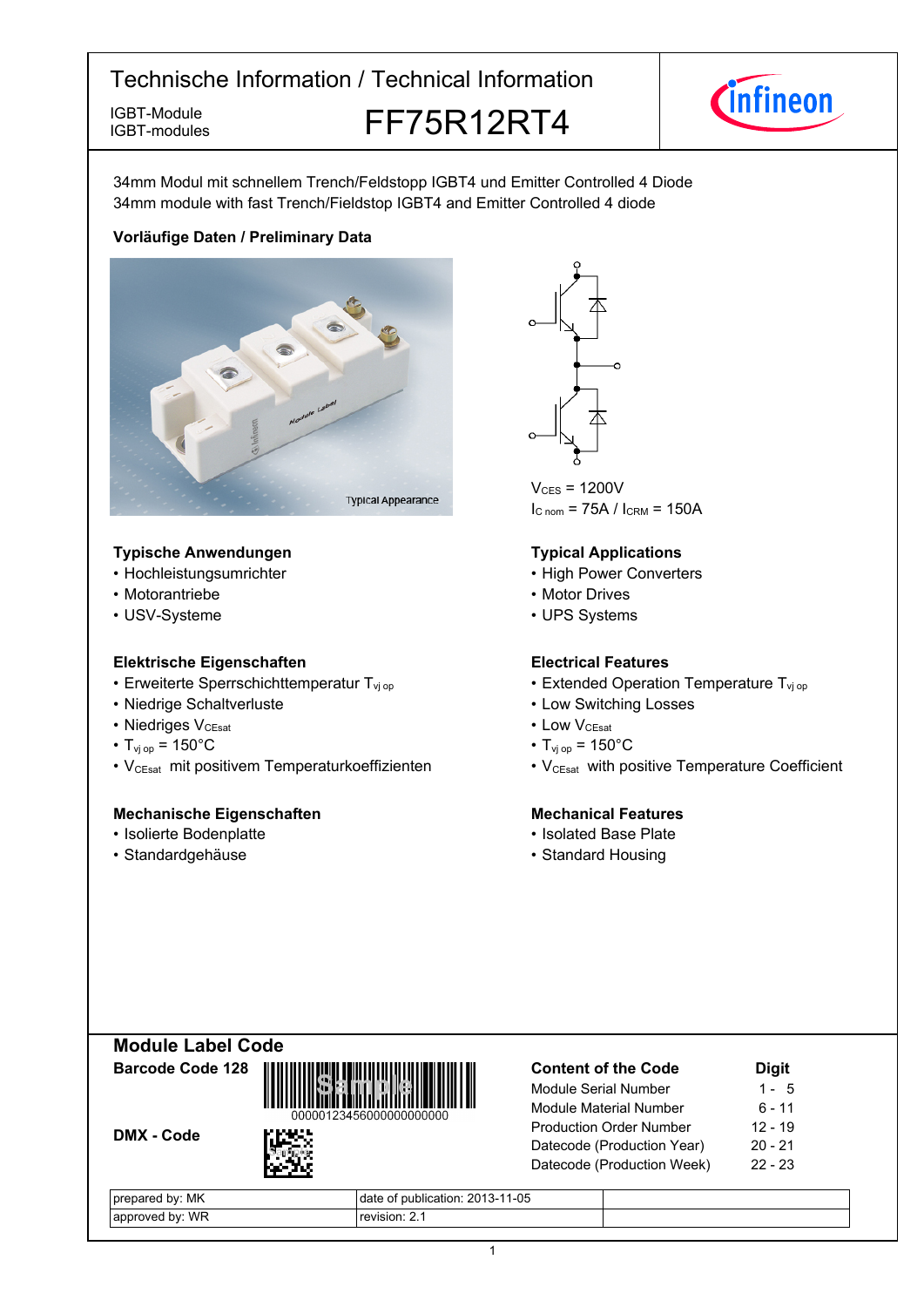# Technische Information / Technical Information

IGBT-Module
IGBT-modules

## FF75R12RT4

34mm Modul mit schnellem Trench/Feldstopp IGBT4 und Emitter Controlled 4 Diode
34mm module with fast Trench/Fieldstop IGBT4 and Emitter Controlled 4 diode

**Vorläufige Daten / Preliminary Data**

Typical Appearance

$V_{CES}$ = 1200V
$I_{C\ nom}$ = 75A / $I_{CRM}$ = 150A

**Typische Anwendungen**
- Hochleistungsumrichter
- Motorantriebe
- USV-Systeme

**Typical Applications**
- High Power Converters
- Motor Drives
- UPS Systems

**Elektrische Eigenschaften**
- Erweiterte Sperrschichttemperatur $T_{vj\ op}$
- Niedrige Schaltverluste
- Niedriges $V_{CEsat}$
- $T_{vj\ op}$ = 150°C
- $V_{CEsat}$ mit positivem Temperaturkoeffizienten

**Electrical Features**
- Extended Operation Temperature $T_{vj\ op}$
- Low Switching Losses
- Low $V_{CEsat}$
- $T_{vj\ op}$ = 150°C
- $V_{CEsat}$ with positive Temperature Coefficient

**Mechanische Eigenschaften**
- Isolierte Bodenplatte
- Standardgehäuse

**Mechanical Features**
- Isolated Base Plate
- Standard Housing

## Module Label Code

**Barcode Code 128**

00000123456000000000000

**DMX - Code**

| Content of the Code | Digit |
|---|---|
| Module Serial Number | 1 - 5 |
| Module Material Number | 6 - 11 |
| Production Order Number | 12 - 19 |
| Datecode (Production Year) | 20 - 21 |
| Datecode (Production Week) | 22 - 23 |

| prepared by: MK | date of publication: 2013-11-05 | |
|---|---|---|
| approved by: WR | revision: 2.1 | |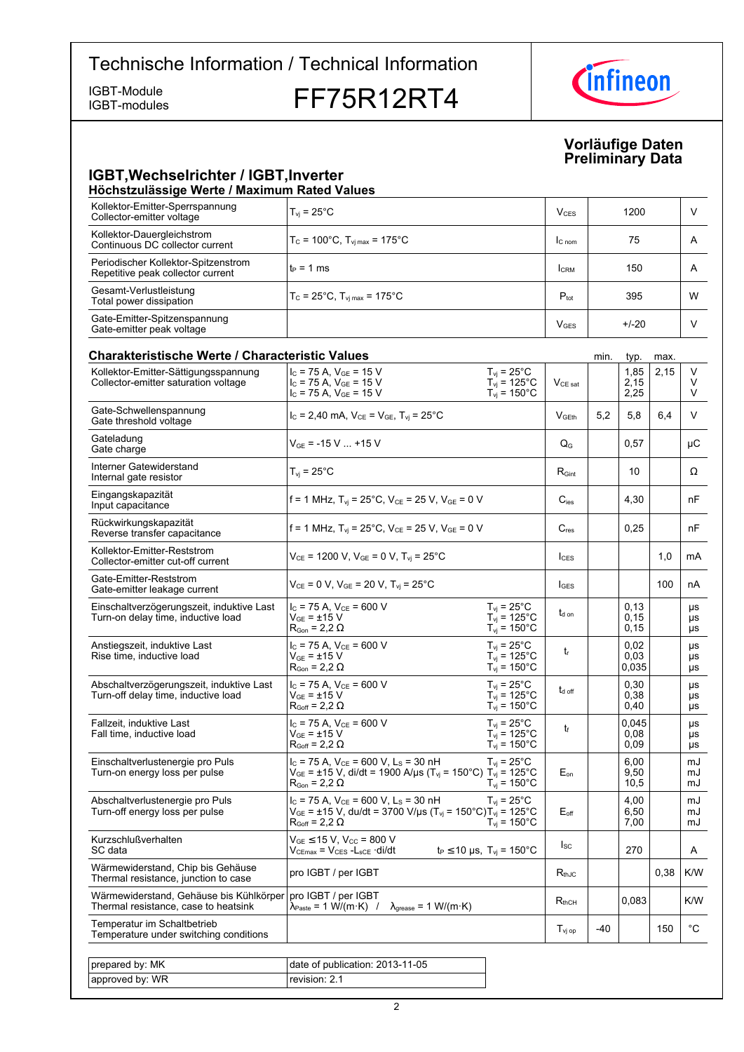# Technische Information / Technical Information

IGBT-Module
IGBT-modules

# FF75R12RT4

**Vorläufige Daten**
**Preliminary Data**

## IGBT,Wechselrichter / IGBT,Inverter

### Höchstzulässige Werte / Maximum Rated Values

| Parameter | Conditions | Symbol | Value | Unit |
|---|---|---|---|---|
| Kollektor-Emitter-Sperrspannung<br>Collector-emitter voltage | $T_{vj}$ = 25°C | $V_{CES}$ | 1200 | V |
| Kollektor-Dauergleichstrom<br>Continuous DC collector current | $T_C$ = 100°C, $T_{vj\,max}$ = 175°C | $I_{C\,nom}$ | 75 | A |
| Periodischer Kollektor-Spitzenstrom<br>Repetitive peak collector current | $t_P$ = 1 ms | $I_{CRM}$ | 150 | A |
| Gesamt-Verlustleistung<br>Total power dissipation | $T_C$ = 25°C, $T_{vj\,max}$ = 175°C | $P_{tot}$ | 395 | W |
| Gate-Emitter-Spitzenspannung<br>Gate-emitter peak voltage | | $V_{GES}$ | +/-20 | V |

### Charakteristische Werte / Characteristic Values

| Parameter | Conditions | | Symbol | min. | typ. | max. | Unit |
|---|---|---|---|---|---|---|---|
| Kollektor-Emitter-Sättigungsspannung<br>Collector-emitter saturation voltage | $I_C$ = 75 A, $V_{GE}$ = 15 V<br>$I_C$ = 75 A, $V_{GE}$ = 15 V<br>$I_C$ = 75 A, $V_{GE}$ = 15 V | $T_{vj}$ = 25°C<br>$T_{vj}$ = 125°C<br>$T_{vj}$ = 150°C | $V_{CE\,sat}$ | | 1,85<br>2,15<br>2,25 | 2,15 | V<br>V<br>V |
| Gate-Schwellenspannung<br>Gate threshold voltage | $I_C$ = 2,40 mA, $V_{CE}$ = $V_{GE}$, $T_{vj}$ = 25°C | | $V_{GEth}$ | 5,2 | 5,8 | 6,4 | V |
| Gateladung<br>Gate charge | $V_{GE}$ = -15 V ... +15 V | | $Q_G$ | | 0,57 | | µC |
| Interner Gatewiderstand<br>Internal gate resistor | $T_{vj}$ = 25°C | | $R_{Gint}$ | | 10 | | Ω |
| Eingangskapazität<br>Input capacitance | f = 1 MHz, $T_{vj}$ = 25°C, $V_{CE}$ = 25 V, $V_{GE}$ = 0 V | | $C_{ies}$ | | 4,30 | | nF |
| Rückwirkungskapazität<br>Reverse transfer capacitance | f = 1 MHz, $T_{vj}$ = 25°C, $V_{CE}$ = 25 V, $V_{GE}$ = 0 V | | $C_{res}$ | | 0,25 | | nF |
| Kollektor-Emitter-Reststrom<br>Collector-emitter cut-off current | $V_{CE}$ = 1200 V, $V_{GE}$ = 0 V, $T_{vj}$ = 25°C | | $I_{CES}$ | | | 1,0 | mA |
| Gate-Emitter-Reststrom<br>Gate-emitter leakage current | $V_{CE}$ = 0 V, $V_{GE}$ = 20 V, $T_{vj}$ = 25°C | | $I_{GES}$ | | | 100 | nA |
| Einschaltverzögerungszeit, induktive Last<br>Turn-on delay time, inductive load | $I_C$ = 75 A, $V_{CE}$ = 600 V<br>$V_{GE}$ = ±15 V<br>$R_{Gon}$ = 2,2 Ω | $T_{vj}$ = 25°C<br>$T_{vj}$ = 125°C<br>$T_{vj}$ = 150°C | $t_{d\,on}$ | | 0,13<br>0,15<br>0,15 | | µs<br>µs<br>µs |
| Anstiegszeit, induktive Last<br>Rise time, inductive load | $I_C$ = 75 A, $V_{CE}$ = 600 V<br>$V_{GE}$ = ±15 V<br>$R_{Gon}$ = 2,2 Ω | $T_{vj}$ = 25°C<br>$T_{vj}$ = 125°C<br>$T_{vj}$ = 150°C | $t_r$ | | 0,02<br>0,03<br>0,035 | | µs<br>µs<br>µs |
| Abschaltverzögerungszeit, induktive Last<br>Turn-off delay time, inductive load | $I_C$ = 75 A, $V_{CE}$ = 600 V<br>$V_{GE}$ = ±15 V<br>$R_{Goff}$ = 2,2 Ω | $T_{vj}$ = 25°C<br>$T_{vj}$ = 125°C<br>$T_{vj}$ = 150°C | $t_{d\,off}$ | | 0,30<br>0,38<br>0,40 | | µs<br>µs<br>µs |
| Fallzeit, induktive Last<br>Fall time, inductive load | $I_C$ = 75 A, $V_{CE}$ = 600 V<br>$V_{GE}$ = ±15 V<br>$R_{Goff}$ = 2,2 Ω | $T_{vj}$ = 25°C<br>$T_{vj}$ = 125°C<br>$T_{vj}$ = 150°C | $t_f$ | | 0,045<br>0,08<br>0,09 | | µs<br>µs<br>µs |
| Einschaltverlustenergie pro Puls<br>Turn-on energy loss per pulse | $I_C$ = 75 A, $V_{CE}$ = 600 V, $L_S$ = 30 nH<br>$V_{GE}$ = ±15 V, di/dt = 1900 A/µs ($T_{vj}$ = 150°C)<br>$R_{Gon}$ = 2,2 Ω | $T_{vj}$ = 25°C<br>$T_{vj}$ = 125°C<br>$T_{vj}$ = 150°C | $E_{on}$ | | 6,00<br>9,50<br>10,5 | | mJ<br>mJ<br>mJ |
| Abschaltverlustenergie pro Puls<br>Turn-off energy loss per pulse | $I_C$ = 75 A, $V_{CE}$ = 600 V, $L_S$ = 30 nH<br>$V_{GE}$ = ±15 V, du/dt = 3700 V/µs ($T_{vj}$ = 150°C)<br>$R_{Goff}$ = 2,2 Ω | $T_{vj}$ = 25°C<br>$T_{vj}$ = 125°C<br>$T_{vj}$ = 150°C | $E_{off}$ | | 4,00<br>6,50<br>7,00 | | mJ<br>mJ<br>mJ |
| Kurzschlußverhalten<br>SC data | $V_{GE}$ ≤ 15 V, $V_{CC}$ = 800 V<br>$V_{CEmax}$ = $V_{CES}$ - $L_{sCE}$ ·di/dt | $t_P$ ≤ 10 µs, $T_{vj}$ = 150°C | $I_{SC}$ | | 270 | | A |
| Wärmewiderstand, Chip bis Gehäuse<br>Thermal resistance, junction to case | pro IGBT / per IGBT | | $R_{thJC}$ | | | 0,38 | K/W |
| Wärmewiderstand, Gehäuse bis Kühlkörper<br>Thermal resistance, case to heatsink | pro IGBT / per IGBT<br>$\lambda_{Paste}$ = 1 W/(m·K) / $\lambda_{grease}$ = 1 W/(m·K) | | $R_{thCH}$ | | 0,083 | | K/W |
| Temperatur im Schaltbetrieb<br>Temperature under switching conditions | | | $T_{vj\,op}$ | -40 | | 150 | °C |

| | |
|---|---|
| prepared by: MK | date of publication: 2013-11-05 |
| approved by: WR | revision: 2.1 |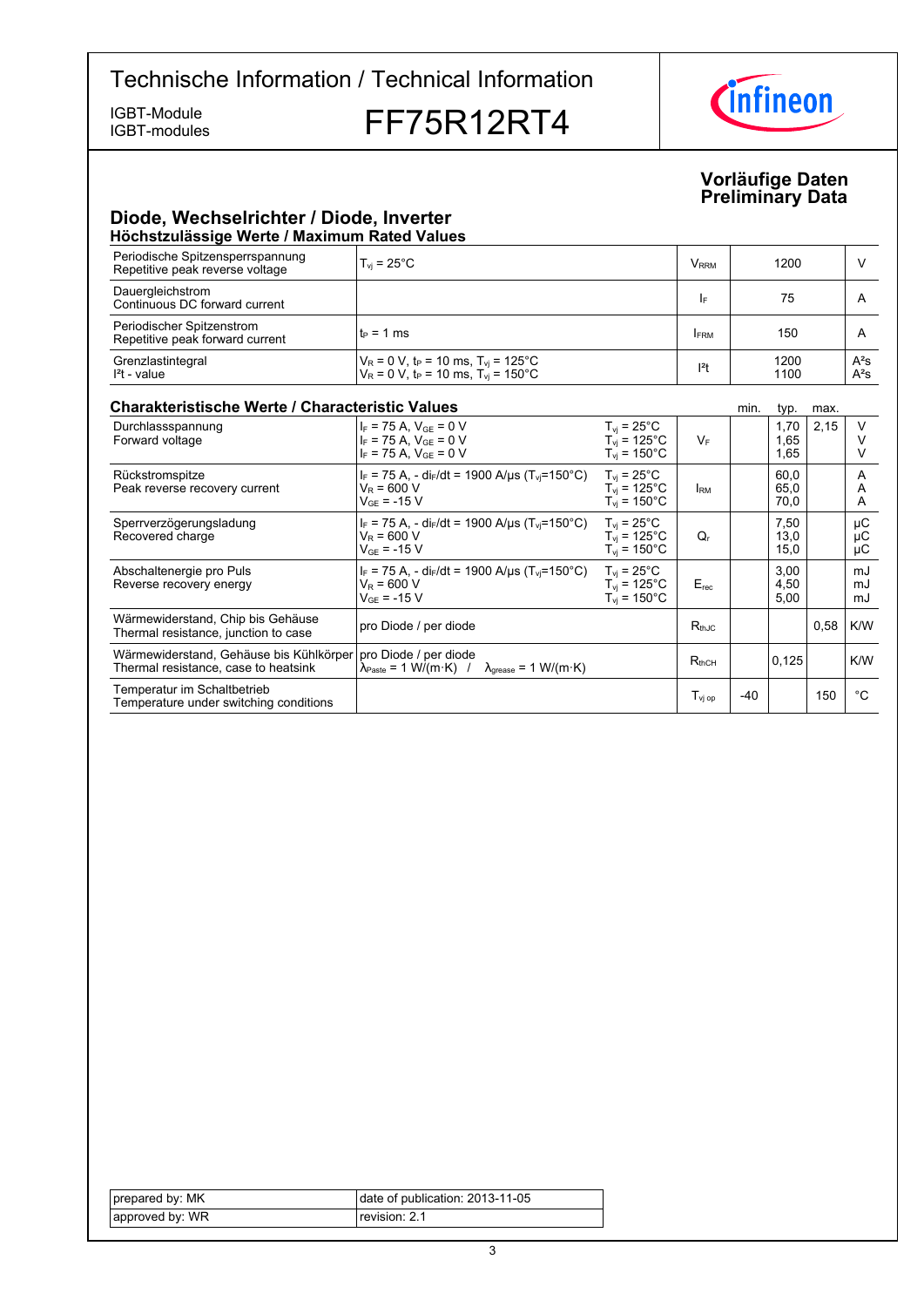# Technische Information / Technical Information

IGBT-Module
IGBT-modules

## FF75R12RT4

**Vorläufige Daten**
**Preliminary Data**

### Diode, Wechselrichter / Diode, Inverter

#### Höchstzulässige Werte / Maximum Rated Values

| | | | | |
|---|---|---|---|---|
| Periodische Spitzensperrspannung<br>Repetitive peak reverse voltage | $T_{vj}$ = 25°C | $V_{RRM}$ | 1200 | V |
| Dauergleichstrom<br>Continuous DC forward current | | $I_F$ | 75 | A |
| Periodischer Spitzenstrom<br>Repetitive peak forward current | $t_P$ = 1 ms | $I_{FRM}$ | 150 | A |
| Grenzlastintegral<br>$I^2t$ - value | $V_R$ = 0 V, $t_P$ = 10 ms, $T_{vj}$ = 125°C<br>$V_R$ = 0 V, $t_P$ = 10 ms, $T_{vj}$ = 150°C | $I^2t$ | 1200<br>1100 | $A^2s$<br>$A^2s$ |

#### Charakteristische Werte / Characteristic Values

| | | | | min. | typ. | max. | |
|---|---|---|---|---|---|---|---|
| Durchlassspannung<br>Forward voltage | $I_F$ = 75 A, $V_{GE}$ = 0 V<br>$I_F$ = 75 A, $V_{GE}$ = 0 V<br>$I_F$ = 75 A, $V_{GE}$ = 0 V | $T_{vj}$ = 25°C<br>$T_{vj}$ = 125°C<br>$T_{vj}$ = 150°C | $V_F$ | | 1,70<br>1,65<br>1,65 | 2,15 | V<br>V<br>V |
| Rückstromspitze<br>Peak reverse recovery current | $I_F$ = 75 A, - $di_F/dt$ = 1900 A/µs ($T_{vj}$=150°C)<br>$V_R$ = 600 V<br>$V_{GE}$ = -15 V | $T_{vj}$ = 25°C<br>$T_{vj}$ = 125°C<br>$T_{vj}$ = 150°C | $I_{RM}$ | | 60,0<br>65,0<br>70,0 | | A<br>A<br>A |
| Sperrverzögerungsladung<br>Recovered charge | $I_F$ = 75 A, - $di_F/dt$ = 1900 A/µs ($T_{vj}$=150°C)<br>$V_R$ = 600 V<br>$V_{GE}$ = -15 V | $T_{vj}$ = 25°C<br>$T_{vj}$ = 125°C<br>$T_{vj}$ = 150°C | $Q_r$ | | 7,50<br>13,0<br>15,0 | | µC<br>µC<br>µC |
| Abschaltenergie pro Puls<br>Reverse recovery energy | $I_F$ = 75 A, - $di_F/dt$ = 1900 A/µs ($T_{vj}$=150°C)<br>$V_R$ = 600 V<br>$V_{GE}$ = -15 V | $T_{vj}$ = 25°C<br>$T_{vj}$ = 125°C<br>$T_{vj}$ = 150°C | $E_{rec}$ | | 3,00<br>4,50<br>5,00 | | mJ<br>mJ<br>mJ |
| Wärmewiderstand, Chip bis Gehäuse<br>Thermal resistance, junction to case | pro Diode / per diode | | $R_{thJC}$ | | | 0,58 | K/W |
| Wärmewiderstand, Gehäuse bis Kühlkörper<br>Thermal resistance, case to heatsink | pro Diode / per diode<br>$\lambda_{Paste}$ = 1 W/(m·K) / $\lambda_{grease}$ = 1 W/(m·K) | | $R_{thCH}$ | | 0,125 | | K/W |
| Temperatur im Schaltbetrieb<br>Temperature under switching conditions | | | $T_{vj\,op}$ | -40 | | 150 | °C |

| | |
|---|---|
| prepared by: MK | date of publication: 2013-11-05 |
| approved by: WR | revision: 2.1 |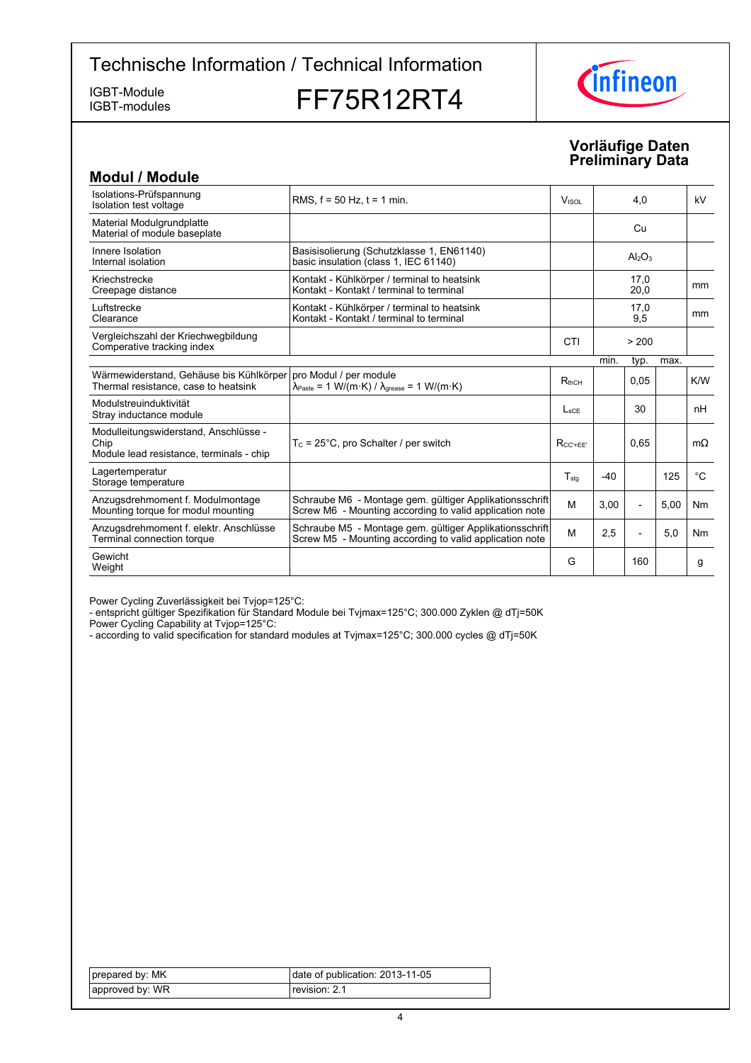# Technische Information / Technical Information

IGBT-Module
IGBT-modules

## FF75R12RT4

**Vorläufige Daten**
**Preliminary Data**

## Modul / Module

| | | | | | | |
|---|---|---|---|---|---|---|
| Isolations-Prüfspannung<br>Isolation test voltage | RMS, f = 50 Hz, t = 1 min. | $V_{ISOL}$ | | 4,0 | | kV |
| Material Modulgrundplatte<br>Material of module baseplate | | | | Cu | | |
| Innere Isolation<br>Internal isolation | Basisisolierung (Schutzklasse 1, EN61140)<br>basic insulation (class 1, IEC 61140) | | | $Al_2O_3$ | | |
| Kriechstrecke<br>Creepage distance | Kontakt - Kühlkörper / terminal to heatsink<br>Kontakt - Kontakt / terminal to terminal | | | 17,0<br>20,0 | | mm |
| Luftstrecke<br>Clearance | Kontakt - Kühlkörper / terminal to heatsink<br>Kontakt - Kontakt / terminal to terminal | | | 17,0<br>9,5 | | mm |
| Vergleichszahl der Kriechwegbildung<br>Comparative tracking index | | CTI | | > 200 | | |
| | | | min. | typ. | max. | |
| Wärmewiderstand, Gehäuse bis Kühlkörper<br>Thermal resistance, case to heatsink | pro Modul / per module<br>$\lambda_{Paste}$ = 1 W/(m·K) / $\lambda_{grease}$ = 1 W/(m·K) | $R_{thCH}$ | | 0,05 | | K/W |
| Modulstreuinduktivität<br>Stray inductance module | | $L_{sCE}$ | | 30 | | nH |
| Modulleitungswiderstand, Anschlüsse - Chip<br>Module lead resistance, terminals - chip | $T_C$ = 25°C, pro Schalter / per switch | $R_{CC'+EE'}$ | | 0,65 | | mΩ |
| Lagertemperatur<br>Storage temperature | | $T_{stg}$ | -40 | | 125 | °C |
| Anzugsdrehmoment f. Modulmontage<br>Mounting torque for modul mounting | Schraube M6 - Montage gem. gültiger Applikationsschrift<br>Screw M6 - Mounting according to valid application note | M | 3,00 | - | 5,00 | Nm |
| Anzugsdrehmoment f. elektr. Anschlüsse<br>Terminal connection torque | Schraube M5 - Montage gem. gültiger Applikationsschrift<br>Screw M5 - Mounting according to valid application note | M | 2,5 | - | 5,0 | Nm |
| Gewicht<br>Weight | | G | | 160 | | g |

Power Cycling Zuverlässigkeit bei Tvjop=125°C:
- entspricht gültiger Spezifikation für Standard Module bei Tvjmax=125°C; 300.000 Zyklen @ dTj=50K

Power Cycling Capability at Tvjop=125°C:
- according to valid specification for standard modules at Tvjmax=125°C; 300.000 cycles @ dTj=50K

| | |
|---|---|
| prepared by: MK | date of publication: 2013-11-05 |
| approved by: WR | revision: 2.1 |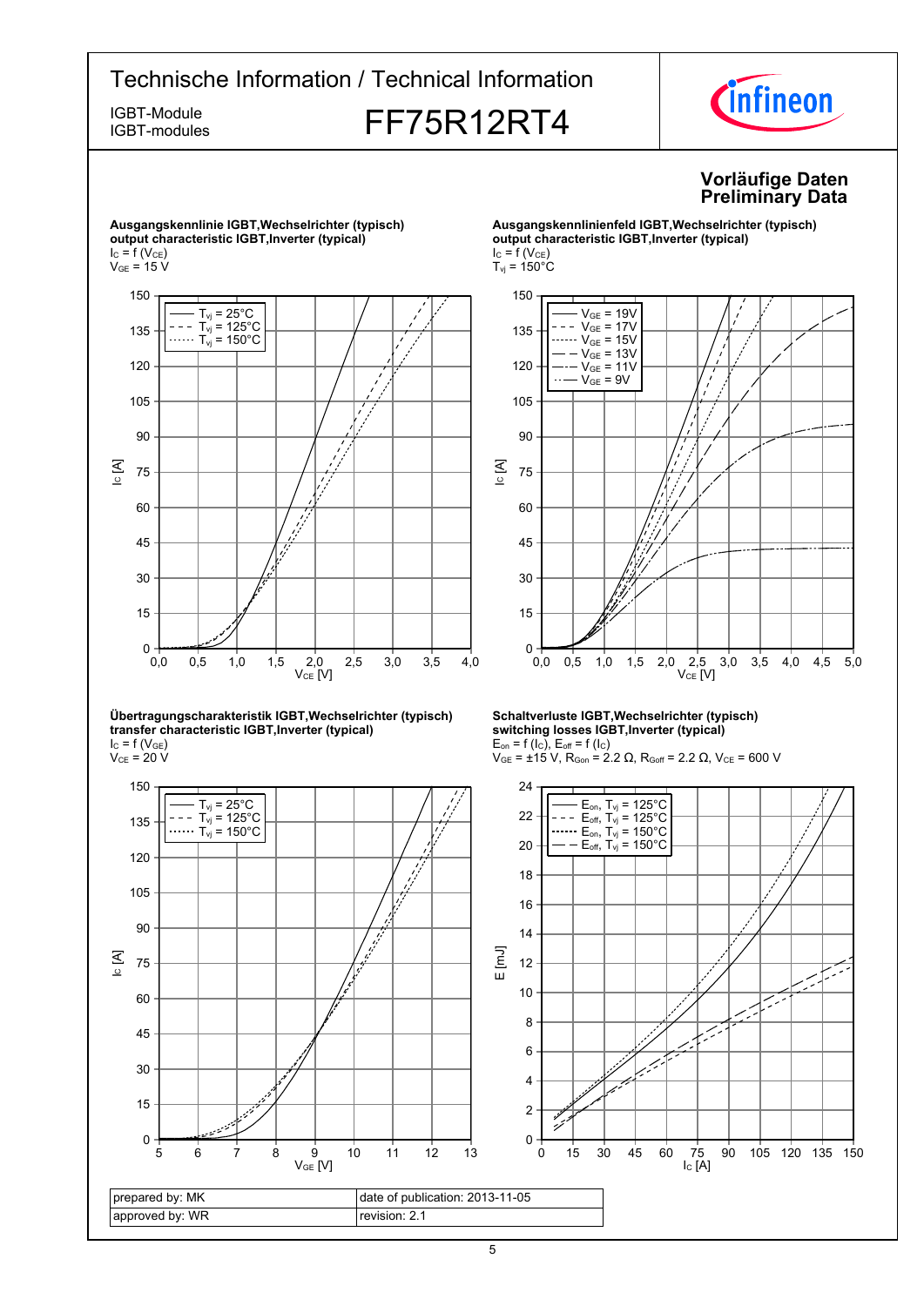# Technische Information / Technical Information

IGBT-Module
IGBT-modules

## FF75R12RT4

**Vorläufige Daten**
**Preliminary Data**

**Ausgangskennlinie IGBT,Wechselrichter (typisch)**
**output characteristic IGBT,Inverter (typical)**
$I_C = f(V_{CE})$
$V_{GE} = 15$ V

Legend: $T_{vj} = 25°C$, $T_{vj} = 125°C$, $T_{vj} = 150°C$

Axes: $I_C$ [A] (0–150), $V_{CE}$ [V] (0,0–4,0)

**Ausgangskennlinienfeld IGBT,Wechselrichter (typisch)**
**output characteristic IGBT,Inverter (typical)**
$I_C = f(V_{CE})$
$T_{vj} = 150°C$

Legend: $V_{GE} = 19V$, $V_{GE} = 17V$, $V_{GE} = 15V$, $V_{GE} = 13V$, $V_{GE} = 11V$, $V_{GE} = 9V$

Axes: $I_C$ [A] (0–150), $V_{CE}$ [V] (0,0–5,0)

**Übertragungscharakteristik IGBT,Wechselrichter (typisch)**
**transfer characteristic IGBT,Inverter (typical)**
$I_C = f(V_{GE})$
$V_{CE} = 20$ V

Legend: $T_{vj} = 25°C$, $T_{vj} = 125°C$, $T_{vj} = 150°C$

Axes: $I_C$ [A] (0–150), $V_{GE}$ [V] (5–13)

**Schaltverluste IGBT,Wechselrichter (typisch)**
**switching losses IGBT,Inverter (typical)**
$E_{on} = f(I_C)$, $E_{off} = f(I_C)$
$V_{GE} = ±15$ V, $R_{Gon} = 2.2$ Ω, $R_{Goff} = 2.2$ Ω, $V_{CE} = 600$ V

Legend: $E_{on}$, $T_{vj} = 125°C$; $E_{off}$, $T_{vj} = 125°C$; $E_{on}$, $T_{vj} = 150°C$; $E_{off}$, $T_{vj} = 150°C$

Axes: E [mJ] (0–24), $I_C$ [A] (0–150)

| prepared by: MK | date of publication: 2013-11-05 |
|---|---|
| approved by: WR | revision: 2.1 |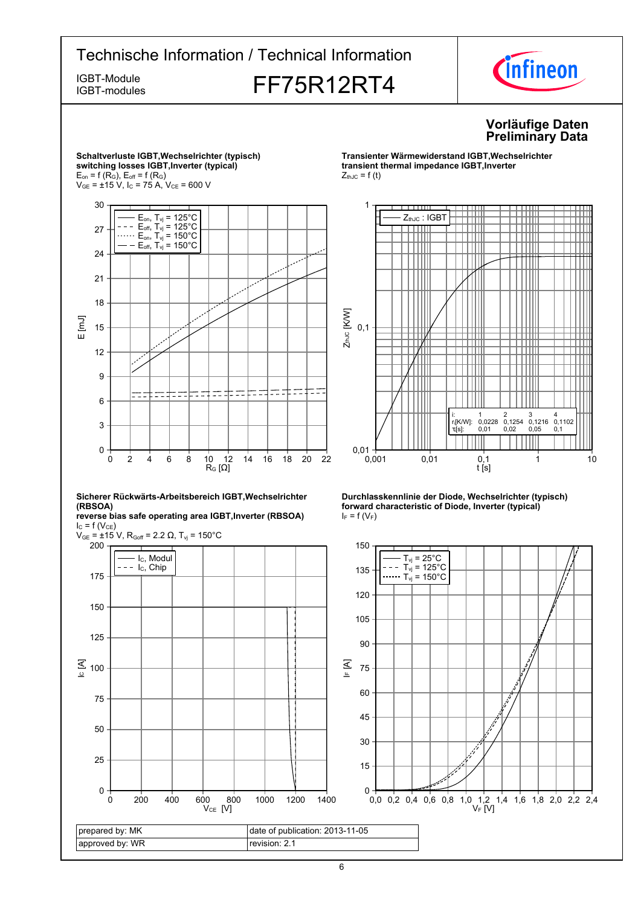# Technische Information / Technical Information

IGBT-Module
IGBT-modules

## FF75R12RT4

**Vorläufige Daten**
**Preliminary Data**

**Schaltverluste IGBT,Wechselrichter (typisch)**
**switching losses IGBT,Inverter (typical)**
$E_{on} = f(R_G)$, $E_{off} = f(R_G)$
$V_{GE} = \pm 15$ V, $I_C = 75$ A, $V_{CE} = 600$ V

Legend: $E_{on}$, $T_{vj} = 125°C$; $E_{off}$, $T_{vj} = 125°C$; $E_{on}$, $T_{vj} = 150°C$; $E_{off}$, $T_{vj} = 150°C$

Axes: E [mJ] (0–30); $R_G$ [Ω] (0–22)

**Transienter Wärmewiderstand IGBT,Wechselrichter**
**transient thermal impedance IGBT,Inverter**
$Z_{thJC} = f(t)$

Legend: $Z_{thJC}$ : IGBT

Axes: $Z_{thJC}$ [K/W] (0,01–1); t [s] (0,001–10)

| i: | 1 | 2 | 3 | 4 |
|---|---|---|---|---|
| $r_i$[K/W]: | 0,0228 | 0,1254 | 0,1216 | 0,1102 |
| $\tau_i$[s]: | 0,01 | 0,02 | 0,05 | 0,1 |

**Sicherer Rückwärts-Arbeitsbereich IGBT,Wechselrichter (RBSOA)**
**reverse bias safe operating area IGBT,Inverter (RBSOA)**
$I_C = f(V_{CE})$
$V_{GE} = \pm 15$ V, $R_{Goff} = 2.2$ Ω, $T_{vj} = 150°C$

Legend: $I_C$, Modul; $I_C$, Chip

Axes: $I_C$ [A] (0–200); $V_{CE}$ [V] (0–1400)

**Durchlasskennlinie der Diode, Wechselrichter (typisch)**
**forward characteristic of Diode, Inverter (typical)**
$I_F = f(V_F)$

Legend: $T_{vj} = 25°C$; $T_{vj} = 125°C$; $T_{vj} = 150°C$

Axes: $I_F$ [A] (0–150); $V_F$ [V] (0,0–2,4)

| prepared by: MK | date of publication: 2013-11-05 |
|---|---|
| approved by: WR | revision: 2.1 |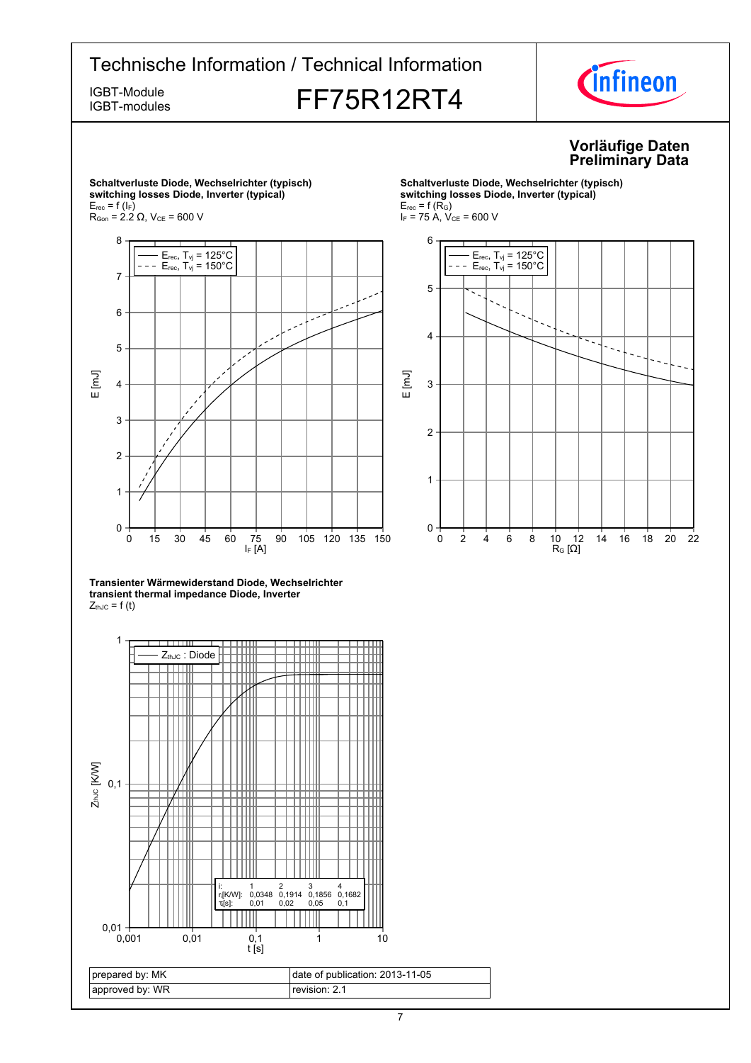**Vorläufige Daten**
**Preliminary Data**

**Schaltverluste Diode, Wechselrichter (typisch)**
**switching losses Diode, Inverter (typical)**
$E_{rec} = f(I_F)$
$R_{Gon} = 2.2\ \Omega$, $V_{CE} = 600\ V$

**Schaltverluste Diode, Wechselrichter (typisch)**
**switching losses Diode, Inverter (typical)**
$E_{rec} = f(R_G)$
$I_F = 75\ A$, $V_{CE} = 600\ V$

**Transienter Wärmewiderstand Diode, Wechselrichter**
**transient thermal impedance Diode, Inverter**
$Z_{thJC} = f(t)$

| i: | 1 | 2 | 3 | 4 |
|---|---|---|---|---|
| $r_i$[K/W]: | 0,0348 | 0,1914 | 0,1856 | 0,1682 |
| $\tau_i$[s]: | 0,01 | 0,02 | 0,05 | 0,1 |

| prepared by: MK | date of publication: 2013-11-05 |
|---|---|
| approved by: WR | revision: 2.1 |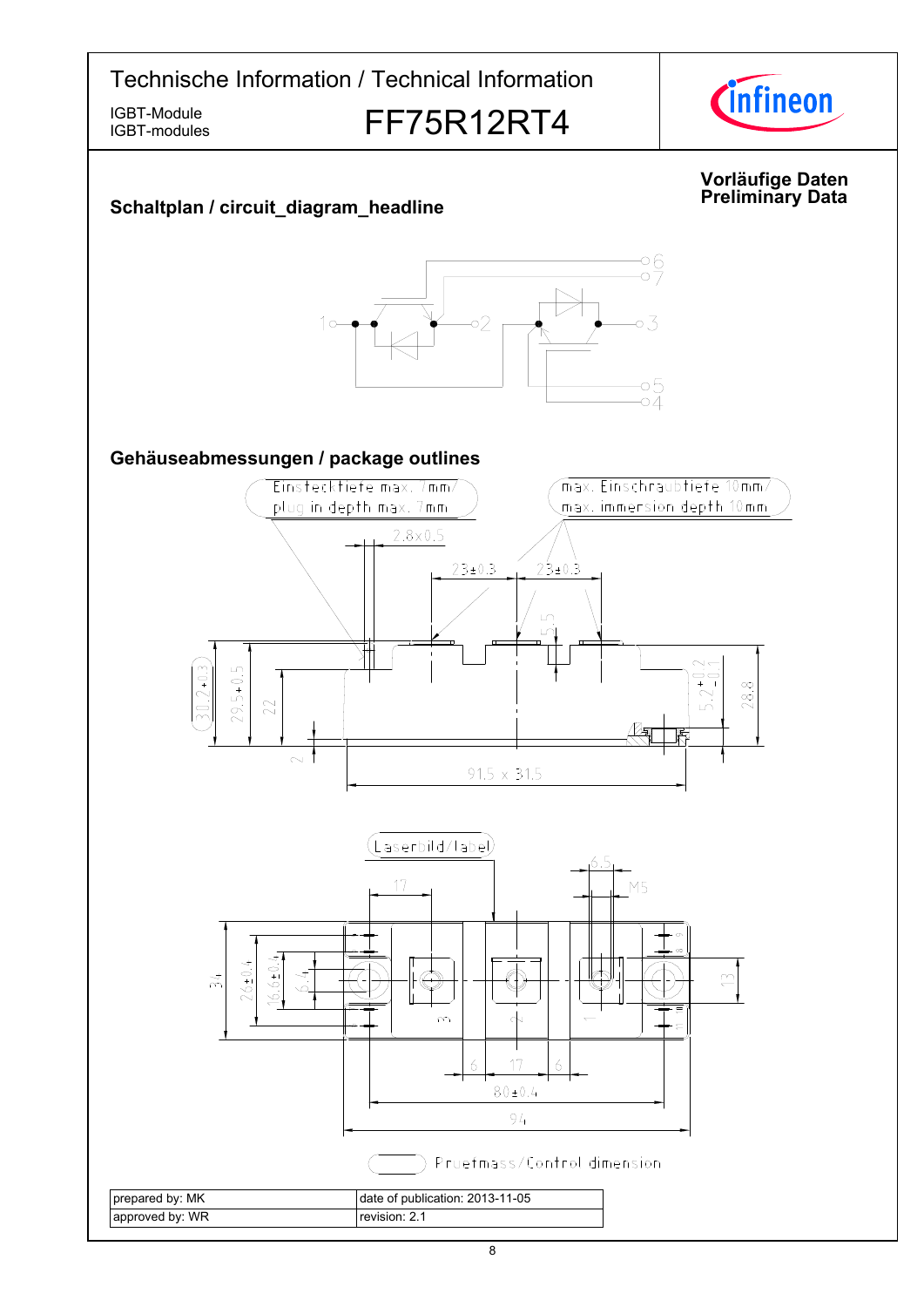**Vorläufige Daten**
**Preliminary Data**

## Schaltplan / circuit_diagram_headline

## Gehäuseabmessungen / package outlines

Pruefmass/Control dimension

| prepared by: MK | date of publication: 2013-11-05 |
|---|---|
| approved by: WR | revision: 2.1 |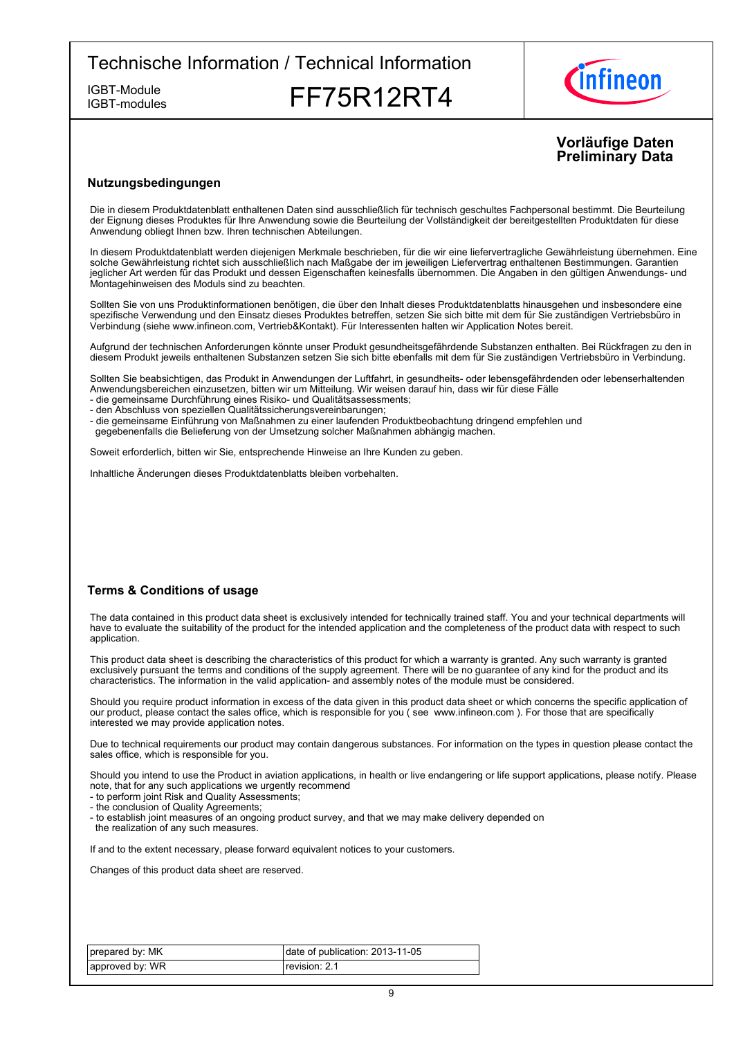Technische Information / Technical Information

IGBT-Module
IGBT-modules

# FF75R12RT4

**Vorläufige Daten**
**Preliminary Data**

## Nutzungsbedingungen

Die in diesem Produktdatenblatt enthaltenen Daten sind ausschließlich für technisch geschultes Fachpersonal bestimmt. Die Beurteilung der Eignung dieses Produktes für Ihre Anwendung sowie die Beurteilung der Vollständigkeit der bereitgestellten Produktdaten für diese Anwendung obliegt Ihnen bzw. Ihren technischen Abteilungen.

In diesem Produktdatenblatt werden diejenigen Merkmale beschrieben, für die wir eine liefervertragliche Gewährleistung übernehmen. Eine solche Gewährleistung richtet sich ausschließlich nach Maßgabe der im jeweiligen Liefervertrag enthaltenen Bestimmungen. Garantien jeglicher Art werden für das Produkt und dessen Eigenschaften keinesfalls übernommen. Die Angaben in den gültigen Anwendungs- und Montagehinweisen des Moduls sind zu beachten.

Sollten Sie von uns Produktinformationen benötigen, die über den Inhalt dieses Produktdatenblatts hinausgehen und insbesondere eine spezifische Verwendung und den Einsatz dieses Produktes betreffen, setzen Sie sich bitte mit dem für Sie zuständigen Vertriebsbüro in Verbindung (siehe www.infineon.com, Vertrieb&Kontakt). Für Interessenten halten wir Application Notes bereit.

Aufgrund der technischen Anforderungen könnte unser Produkt gesundheitsgefährdende Substanzen enthalten. Bei Rückfragen zu den in diesem Produkt jeweils enthaltenen Substanzen setzen Sie sich bitte ebenfalls mit dem für Sie zuständigen Vertriebsbüro in Verbindung.

Sollten Sie beabsichtigen, das Produkt in Anwendungen der Luftfahrt, in gesundheits- oder lebensgefährdenden oder lebenserhaltenden Anwendungsbereichen einzusetzen, bitten wir um Mitteilung. Wir weisen darauf hin, dass wir für diese Fälle
- die gemeinsame Durchführung eines Risiko- und Qualitätsassessments;
- den Abschluss von speziellen Qualitätssicherungsvereinbarungen;
- die gemeinsame Einführung von Maßnahmen zu einer laufenden Produktbeobachtung dringend empfehlen und gegebenenfalls die Belieferung von der Umsetzung solcher Maßnahmen abhängig machen.

Soweit erforderlich, bitten wir Sie, entsprechende Hinweise an Ihre Kunden zu geben.

Inhaltliche Änderungen dieses Produktdatenblatts bleiben vorbehalten.

## Terms & Conditions of usage

The data contained in this product data sheet is exclusively intended for technically trained staff. You and your technical departments will have to evaluate the suitability of the product for the intended application and the completeness of the product data with respect to such application.

This product data sheet is describing the characteristics of this product for which a warranty is granted. Any such warranty is granted exclusively pursuant the terms and conditions of the supply agreement. There will be no guarantee of any kind for the product and its characteristics. The information in the valid application- and assembly notes of the module must be considered.

Should you require product information in excess of the data given in this product data sheet or which concerns the specific application of our product, please contact the sales office, which is responsible for you ( see www.infineon.com ). For those that are specifically interested we may provide application notes.

Due to technical requirements our product may contain dangerous substances. For information on the types in question please contact the sales office, which is responsible for you.

Should you intend to use the Product in aviation applications, in health or live endangering or life support applications, please notify. Please note, that for any such applications we urgently recommend
- to perform joint Risk and Quality Assessments;
- the conclusion of Quality Agreements;
- to establish joint measures of an ongoing product survey, and that we may make delivery depended on the realization of any such measures.

If and to the extent necessary, please forward equivalent notices to your customers.

Changes of this product data sheet are reserved.

| | |
|---|---|
| prepared by: MK | date of publication: 2013-11-05 |
| approved by: WR | revision: 2.1 |